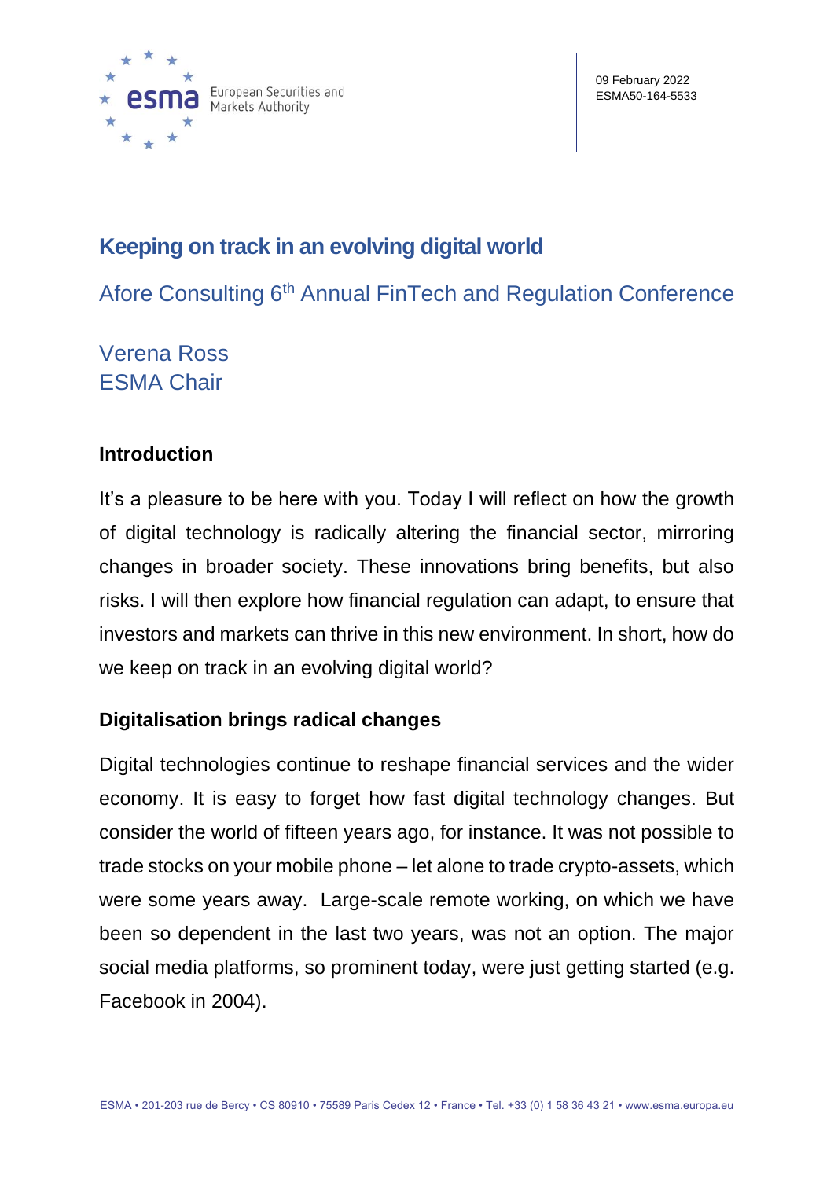09 February 2022
ESMA50-164-5533

# Keeping on track in an evolving digital world

## Afore Consulting 6th Annual FinTech and Regulation Conference

Verena Ross
ESMA Chair

## Introduction

It's a pleasure to be here with you. Today I will reflect on how the growth of digital technology is radically altering the financial sector, mirroring changes in broader society. These innovations bring benefits, but also risks. I will then explore how financial regulation can adapt, to ensure that investors and markets can thrive in this new environment. In short, how do we keep on track in an evolving digital world?

## Digitalisation brings radical changes

Digital technologies continue to reshape financial services and the wider economy. It is easy to forget how fast digital technology changes. But consider the world of fifteen years ago, for instance. It was not possible to trade stocks on your mobile phone – let alone to trade crypto-assets, which were some years away. Large-scale remote working, on which we have been so dependent in the last two years, was not an option. The major social media platforms, so prominent today, were just getting started (e.g. Facebook in 2004).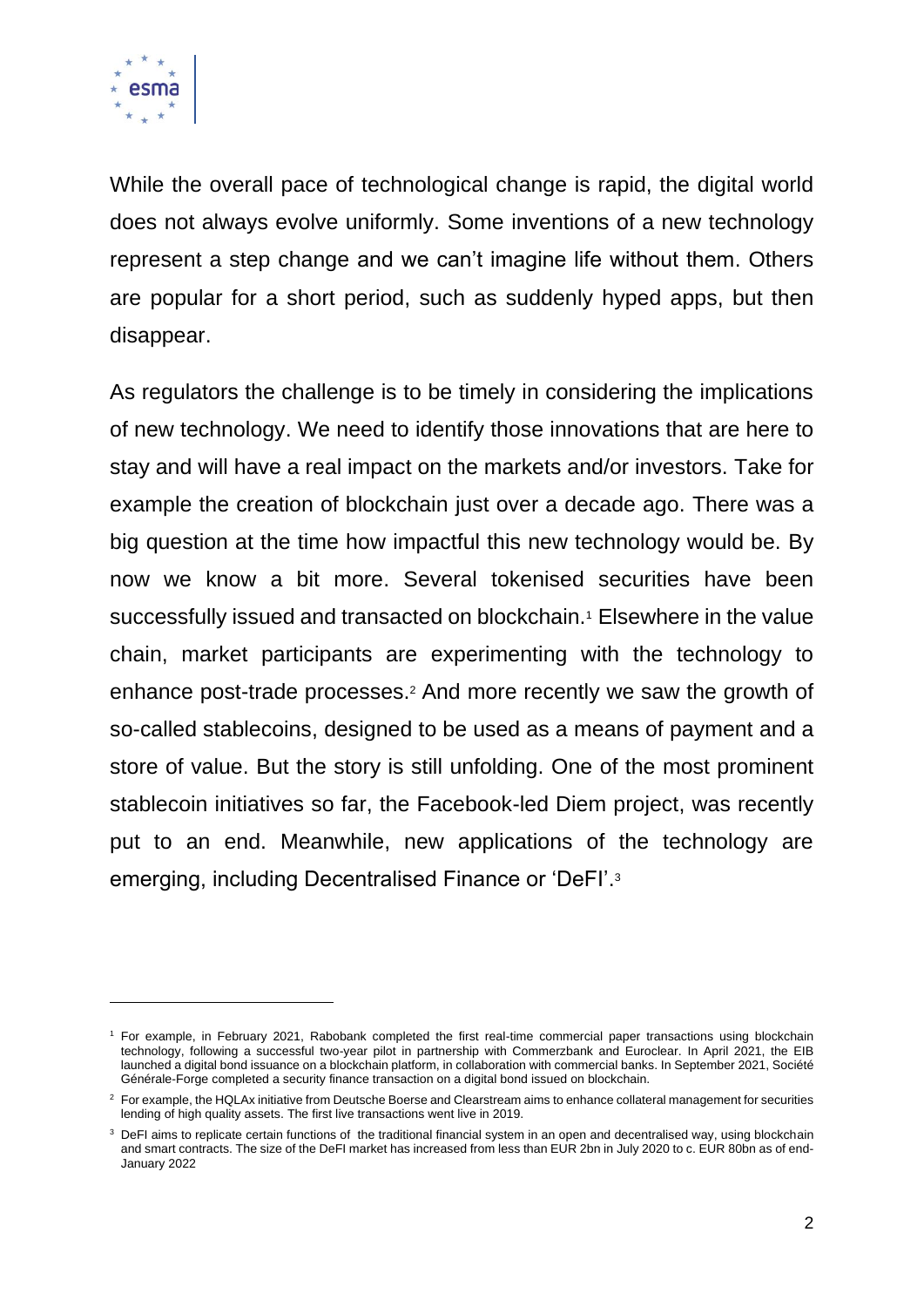While the overall pace of technological change is rapid, the digital world does not always evolve uniformly. Some inventions of a new technology represent a step change and we can't imagine life without them. Others are popular for a short period, such as suddenly hyped apps, but then disappear.

As regulators the challenge is to be timely in considering the implications of new technology. We need to identify those innovations that are here to stay and will have a real impact on the markets and/or investors. Take for example the creation of blockchain just over a decade ago. There was a big question at the time how impactful this new technology would be. By now we know a bit more. Several tokenised securities have been successfully issued and transacted on blockchain.[1] Elsewhere in the value chain, market participants are experimenting with the technology to enhance post-trade processes.[2] And more recently we saw the growth of so-called stablecoins, designed to be used as a means of payment and a store of value. But the story is still unfolding. One of the most prominent stablecoin initiatives so far, the Facebook-led Diem project, was recently put to an end. Meanwhile, new applications of the technology are emerging, including Decentralised Finance or 'DeFI'.[3]

---

[1] For example, in February 2021, Rabobank completed the first real-time commercial paper transactions using blockchain technology, following a successful two-year pilot in partnership with Commerzbank and Euroclear. In April 2021, the EIB launched a digital bond issuance on a blockchain platform, in collaboration with commercial banks. In September 2021, Société Générale-Forge completed a security finance transaction on a digital bond issued on blockchain.

[2] For example, the HQLAx initiative from Deutsche Boerse and Clearstream aims to enhance collateral management for securities lending of high quality assets. The first live transactions went live in 2019.

[3] DeFI aims to replicate certain functions of the traditional financial system in an open and decentralised way, using blockchain and smart contracts. The size of the DeFI market has increased from less than EUR 2bn in July 2020 to c. EUR 80bn as of end-January 2022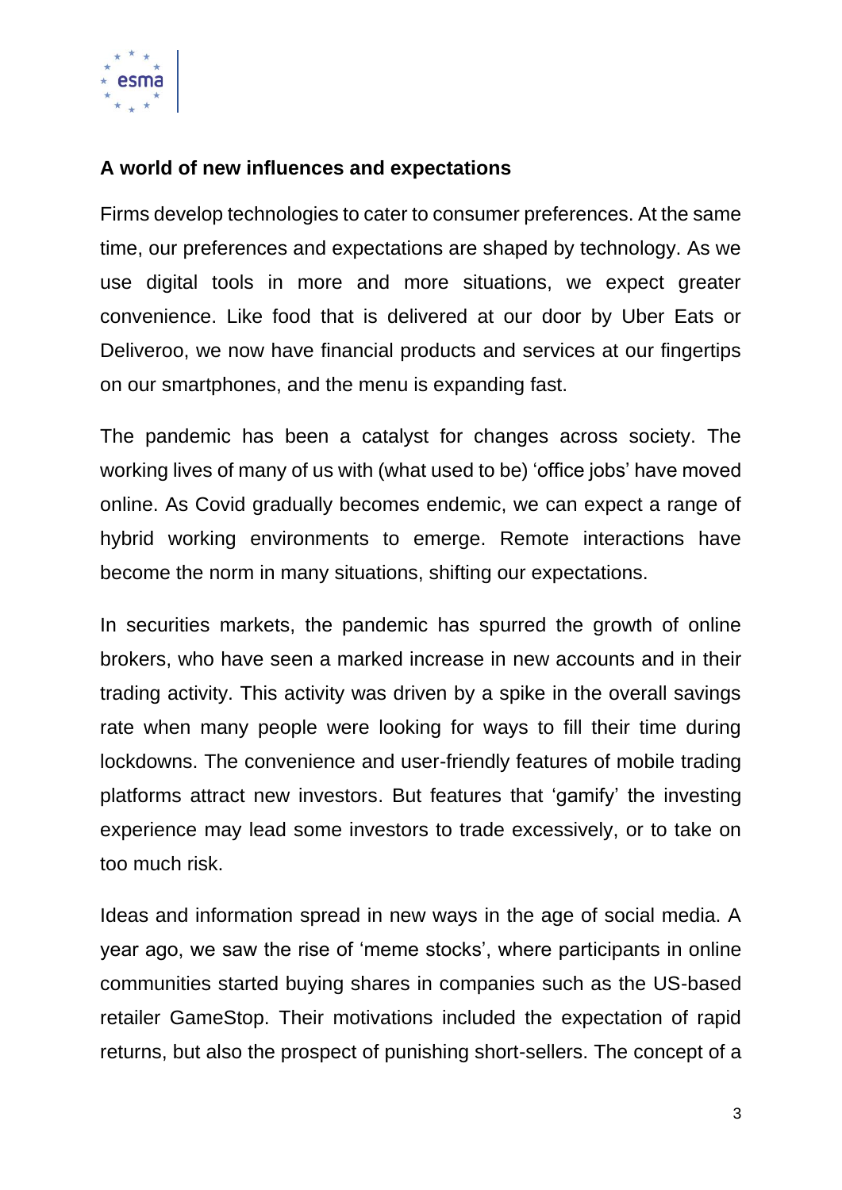## A world of new influences and expectations

Firms develop technologies to cater to consumer preferences. At the same time, our preferences and expectations are shaped by technology. As we use digital tools in more and more situations, we expect greater convenience. Like food that is delivered at our door by Uber Eats or Deliveroo, we now have financial products and services at our fingertips on our smartphones, and the menu is expanding fast.

The pandemic has been a catalyst for changes across society. The working lives of many of us with (what used to be) 'office jobs' have moved online. As Covid gradually becomes endemic, we can expect a range of hybrid working environments to emerge. Remote interactions have become the norm in many situations, shifting our expectations.

In securities markets, the pandemic has spurred the growth of online brokers, who have seen a marked increase in new accounts and in their trading activity. This activity was driven by a spike in the overall savings rate when many people were looking for ways to fill their time during lockdowns. The convenience and user-friendly features of mobile trading platforms attract new investors. But features that 'gamify' the investing experience may lead some investors to trade excessively, or to take on too much risk.

Ideas and information spread in new ways in the age of social media. A year ago, we saw the rise of 'meme stocks', where participants in online communities started buying shares in companies such as the US-based retailer GameStop. Their motivations included the expectation of rapid returns, but also the prospect of punishing short-sellers. The concept of a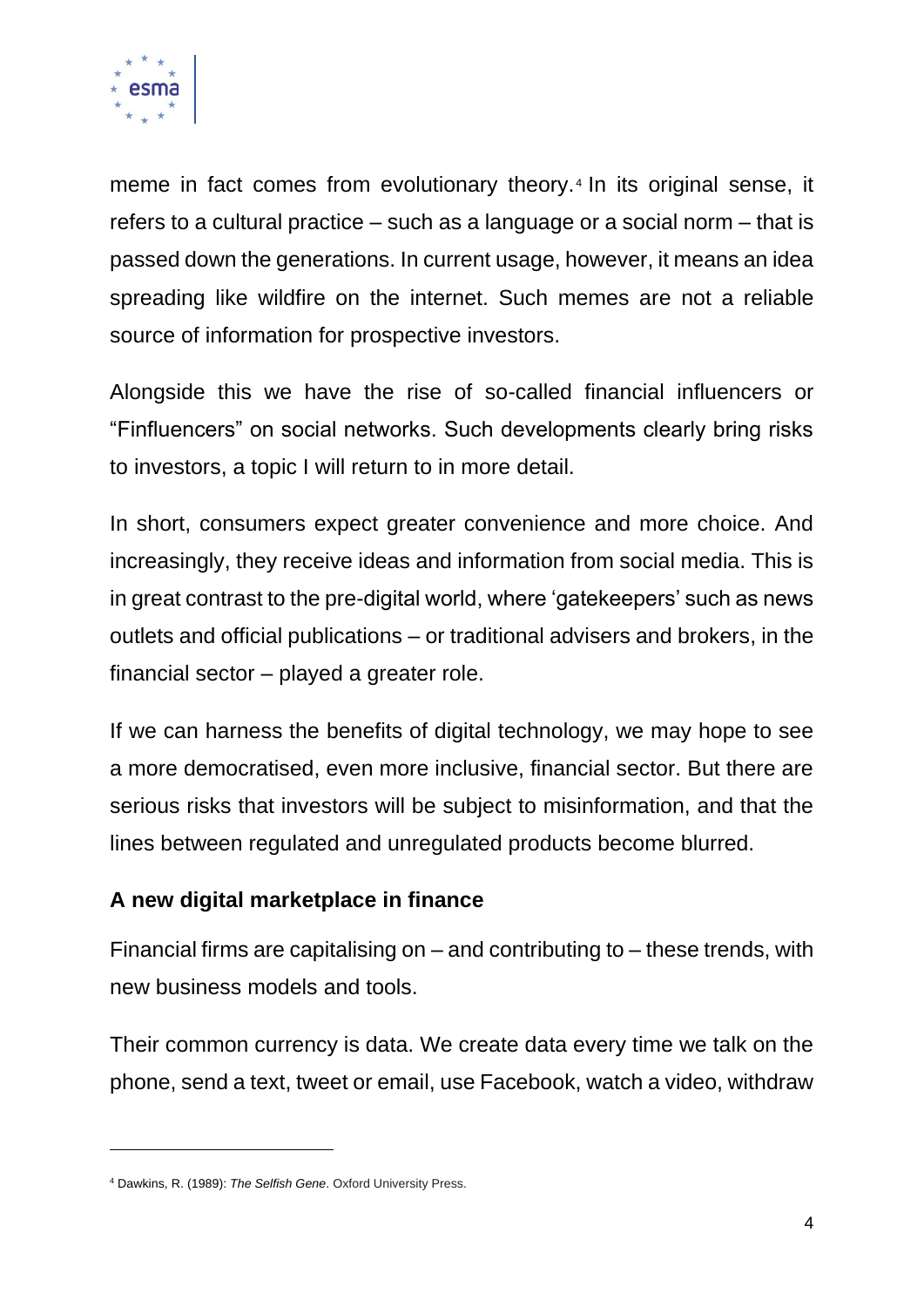meme in fact comes from evolutionary theory.[4] In its original sense, it refers to a cultural practice – such as a language or a social norm – that is passed down the generations. In current usage, however, it means an idea spreading like wildfire on the internet. Such memes are not a reliable source of information for prospective investors.

Alongside this we have the rise of so-called financial influencers or "Finfluencers" on social networks. Such developments clearly bring risks to investors, a topic I will return to in more detail.

In short, consumers expect greater convenience and more choice. And increasingly, they receive ideas and information from social media. This is in great contrast to the pre-digital world, where 'gatekeepers' such as news outlets and official publications – or traditional advisers and brokers, in the financial sector – played a greater role.

If we can harness the benefits of digital technology, we may hope to see a more democratised, even more inclusive, financial sector. But there are serious risks that investors will be subject to misinformation, and that the lines between regulated and unregulated products become blurred.

## A new digital marketplace in finance

Financial firms are capitalising on – and contributing to – these trends, with new business models and tools.

Their common currency is data. We create data every time we talk on the phone, send a text, tweet or email, use Facebook, watch a video, withdraw

---

[4] Dawkins, R. (1989): *The Selfish Gene*. Oxford University Press.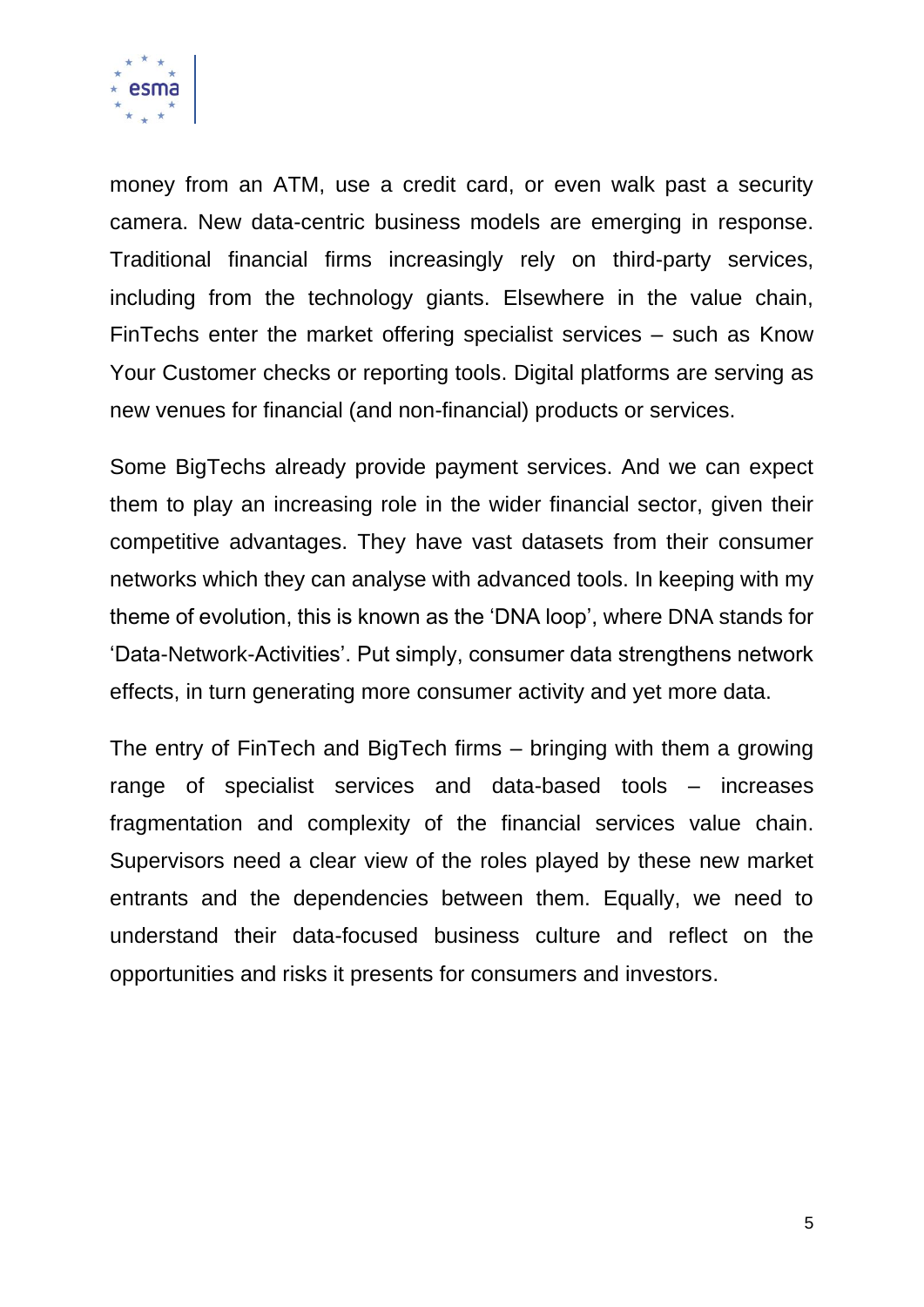money from an ATM, use a credit card, or even walk past a security camera. New data-centric business models are emerging in response. Traditional financial firms increasingly rely on third-party services, including from the technology giants. Elsewhere in the value chain, FinTechs enter the market offering specialist services – such as Know Your Customer checks or reporting tools. Digital platforms are serving as new venues for financial (and non-financial) products or services.

Some BigTechs already provide payment services. And we can expect them to play an increasing role in the wider financial sector, given their competitive advantages. They have vast datasets from their consumer networks which they can analyse with advanced tools. In keeping with my theme of evolution, this is known as the 'DNA loop', where DNA stands for 'Data-Network-Activities'. Put simply, consumer data strengthens network effects, in turn generating more consumer activity and yet more data.

The entry of FinTech and BigTech firms – bringing with them a growing range of specialist services and data-based tools – increases fragmentation and complexity of the financial services value chain. Supervisors need a clear view of the roles played by these new market entrants and the dependencies between them. Equally, we need to understand their data-focused business culture and reflect on the opportunities and risks it presents for consumers and investors.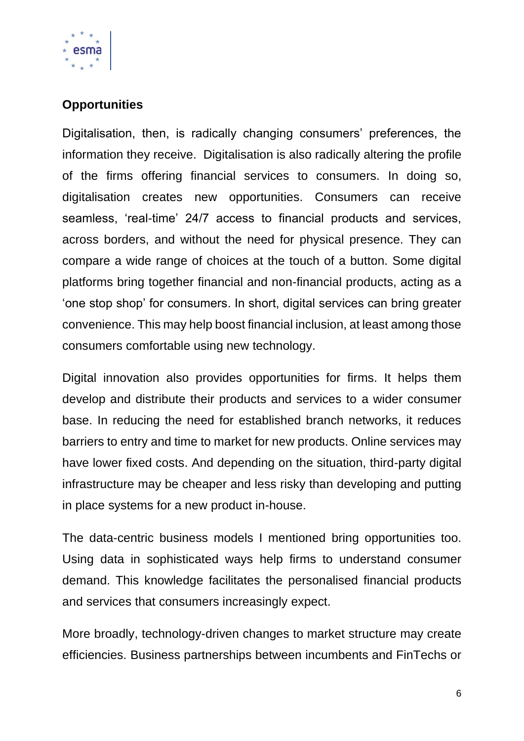**Opportunities**

Digitalisation, then, is radically changing consumers' preferences, the information they receive. Digitalisation is also radically altering the profile of the firms offering financial services to consumers. In doing so, digitalisation creates new opportunities. Consumers can receive seamless, 'real-time' 24/7 access to financial products and services, across borders, and without the need for physical presence. They can compare a wide range of choices at the touch of a button. Some digital platforms bring together financial and non-financial products, acting as a 'one stop shop' for consumers. In short, digital services can bring greater convenience. This may help boost financial inclusion, at least among those consumers comfortable using new technology.

Digital innovation also provides opportunities for firms. It helps them develop and distribute their products and services to a wider consumer base. In reducing the need for established branch networks, it reduces barriers to entry and time to market for new products. Online services may have lower fixed costs. And depending on the situation, third-party digital infrastructure may be cheaper and less risky than developing and putting in place systems for a new product in-house.

The data-centric business models I mentioned bring opportunities too. Using data in sophisticated ways help firms to understand consumer demand. This knowledge facilitates the personalised financial products and services that consumers increasingly expect.

More broadly, technology-driven changes to market structure may create efficiencies. Business partnerships between incumbents and FinTechs or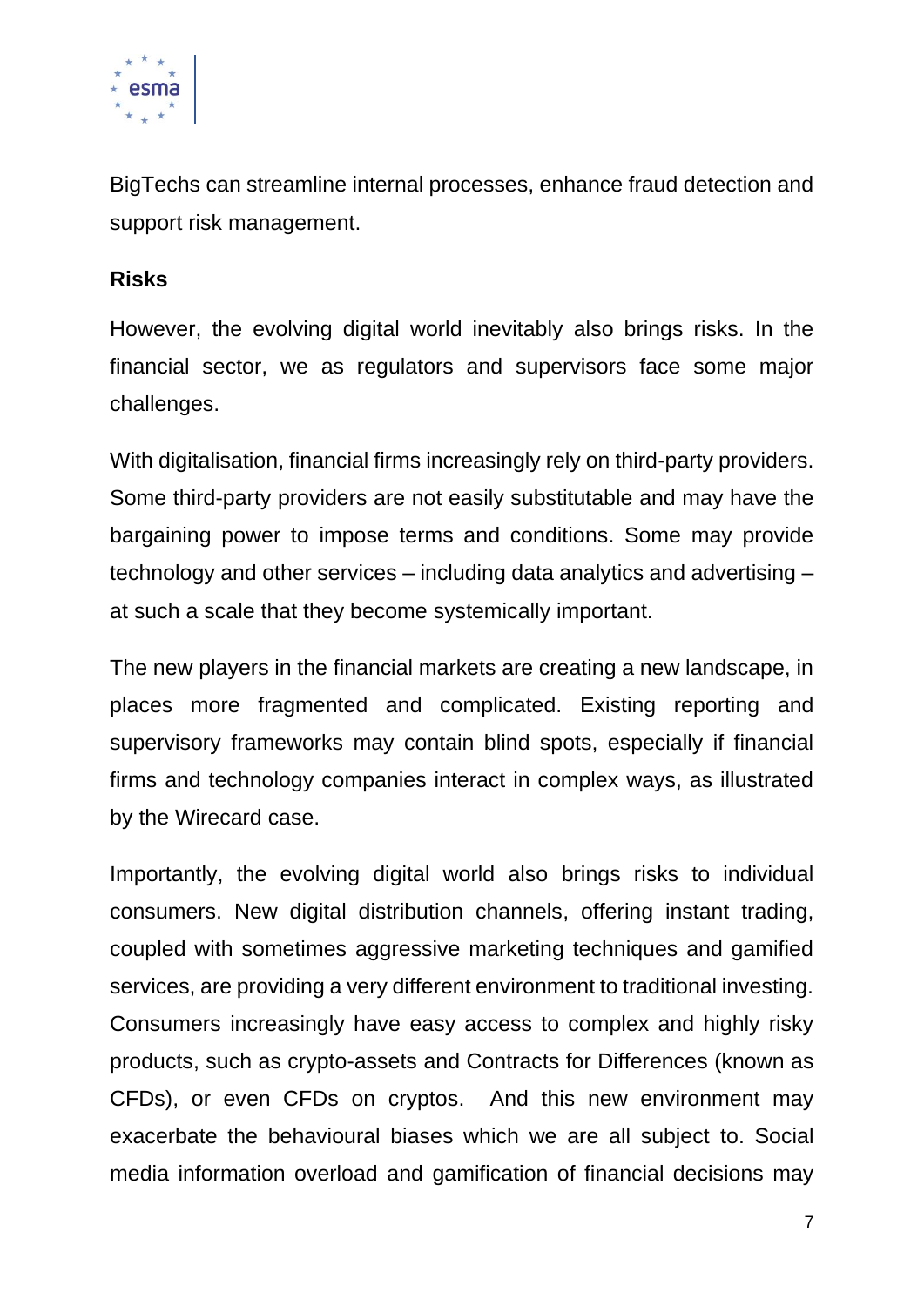BigTechs can streamline internal processes, enhance fraud detection and support risk management.

**Risks**

However, the evolving digital world inevitably also brings risks. In the financial sector, we as regulators and supervisors face some major challenges.

With digitalisation, financial firms increasingly rely on third-party providers. Some third-party providers are not easily substitutable and may have the bargaining power to impose terms and conditions. Some may provide technology and other services – including data analytics and advertising – at such a scale that they become systemically important.

The new players in the financial markets are creating a new landscape, in places more fragmented and complicated. Existing reporting and supervisory frameworks may contain blind spots, especially if financial firms and technology companies interact in complex ways, as illustrated by the Wirecard case.

Importantly, the evolving digital world also brings risks to individual consumers. New digital distribution channels, offering instant trading, coupled with sometimes aggressive marketing techniques and gamified services, are providing a very different environment to traditional investing. Consumers increasingly have easy access to complex and highly risky products, such as crypto-assets and Contracts for Differences (known as CFDs), or even CFDs on cryptos. And this new environment may exacerbate the behavioural biases which we are all subject to. Social media information overload and gamification of financial decisions may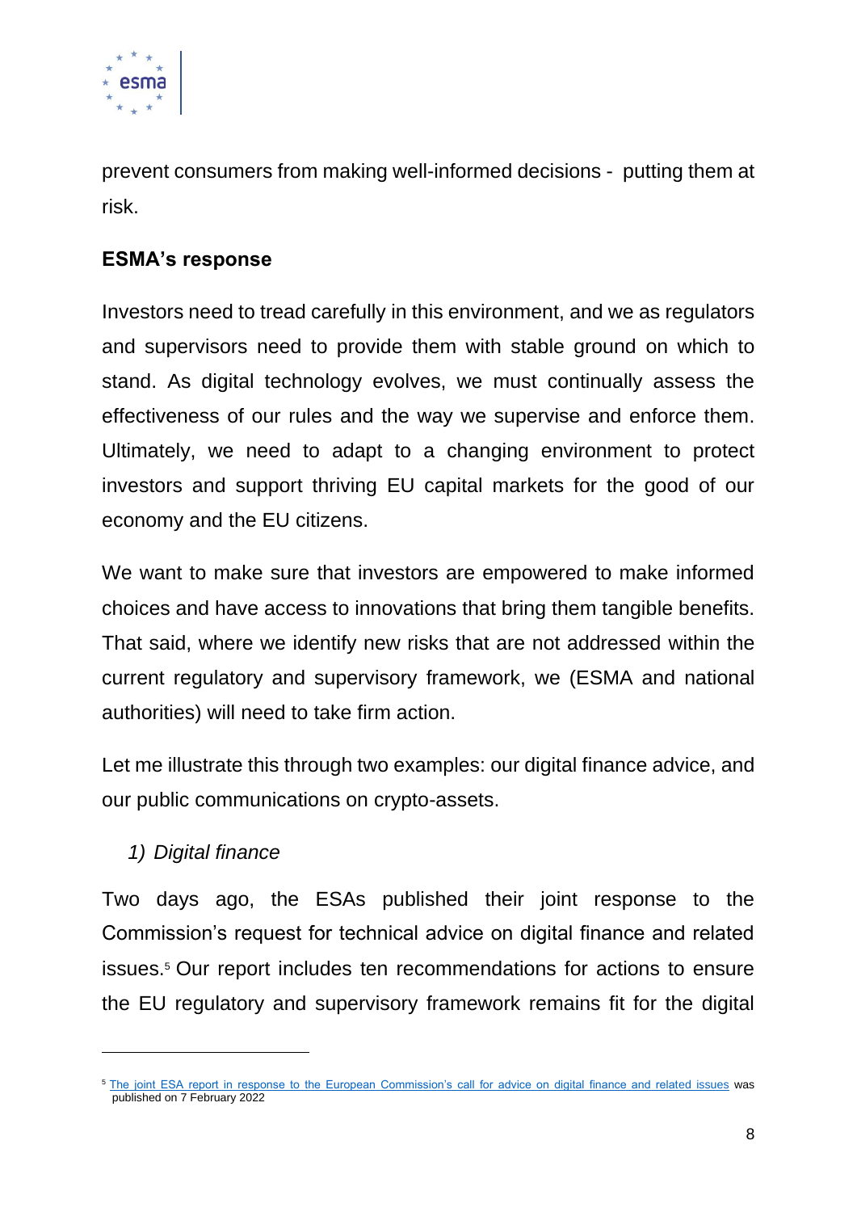prevent consumers from making well-informed decisions - putting them at risk.

**ESMA's response**

Investors need to tread carefully in this environment, and we as regulators and supervisors need to provide them with stable ground on which to stand. As digital technology evolves, we must continually assess the effectiveness of our rules and the way we supervise and enforce them. Ultimately, we need to adapt to a changing environment to protect investors and support thriving EU capital markets for the good of our economy and the EU citizens.

We want to make sure that investors are empowered to make informed choices and have access to innovations that bring them tangible benefits. That said, where we identify new risks that are not addressed within the current regulatory and supervisory framework, we (ESMA and national authorities) will need to take firm action.

Let me illustrate this through two examples: our digital finance advice, and our public communications on crypto-assets.

1) *Digital finance*

Two days ago, the ESAs published their joint response to the Commission's request for technical advice on digital finance and related issues.[5] Our report includes ten recommendations for actions to ensure the EU regulatory and supervisory framework remains fit for the digital

---

[5] The joint ESA report in response to the European Commission's call for advice on digital finance and related issues was published on 7 February 2022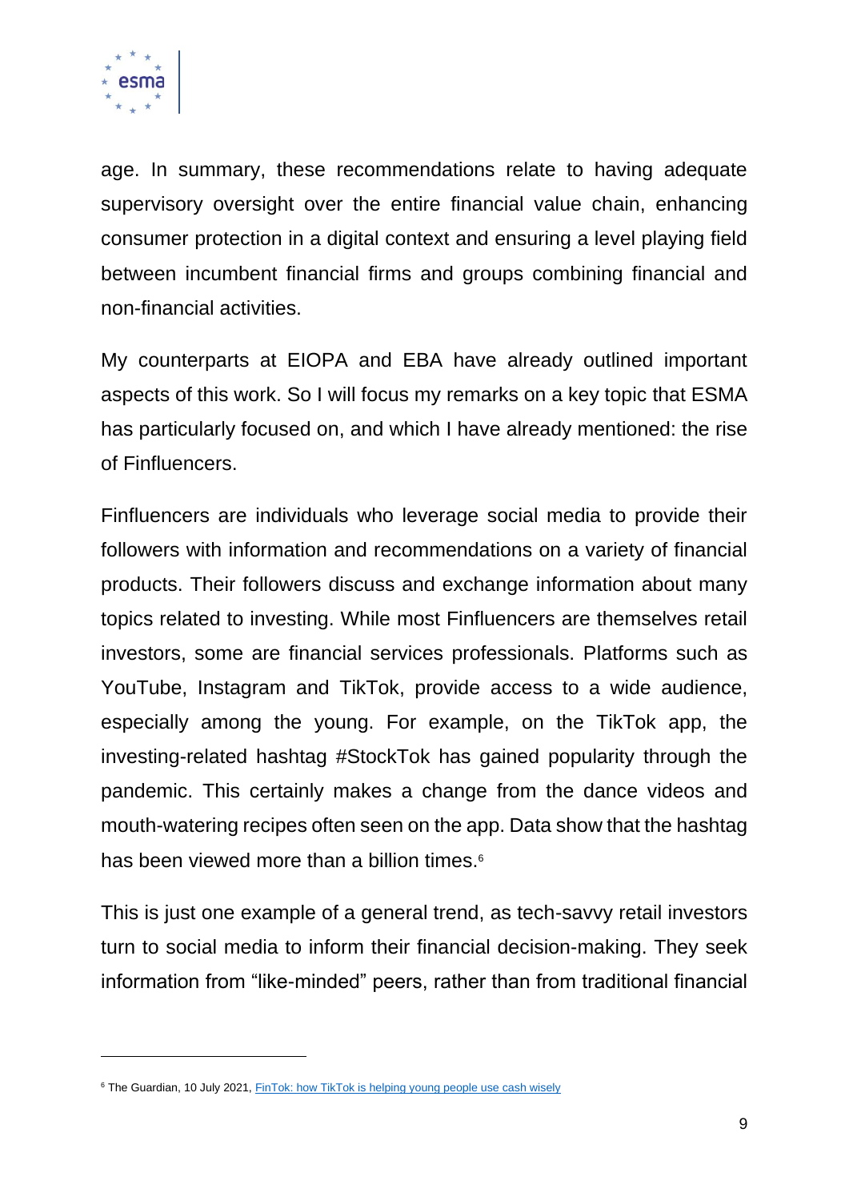age. In summary, these recommendations relate to having adequate supervisory oversight over the entire financial value chain, enhancing consumer protection in a digital context and ensuring a level playing field between incumbent financial firms and groups combining financial and non-financial activities.

My counterparts at EIOPA and EBA have already outlined important aspects of this work. So I will focus my remarks on a key topic that ESMA has particularly focused on, and which I have already mentioned: the rise of Finfluencers.

Finfluencers are individuals who leverage social media to provide their followers with information and recommendations on a variety of financial products. Their followers discuss and exchange information about many topics related to investing. While most Finfluencers are themselves retail investors, some are financial services professionals. Platforms such as YouTube, Instagram and TikTok, provide access to a wide audience, especially among the young. For example, on the TikTok app, the investing-related hashtag #StockTok has gained popularity through the pandemic. This certainly makes a change from the dance videos and mouth-watering recipes often seen on the app. Data show that the hashtag has been viewed more than a billion times.[6]

This is just one example of a general trend, as tech-savvy retail investors turn to social media to inform their financial decision-making. They seek information from "like-minded" peers, rather than from traditional financial

---

[6] The Guardian, 10 July 2021, [FinTok: how TikTok is helping young people use cash wisely]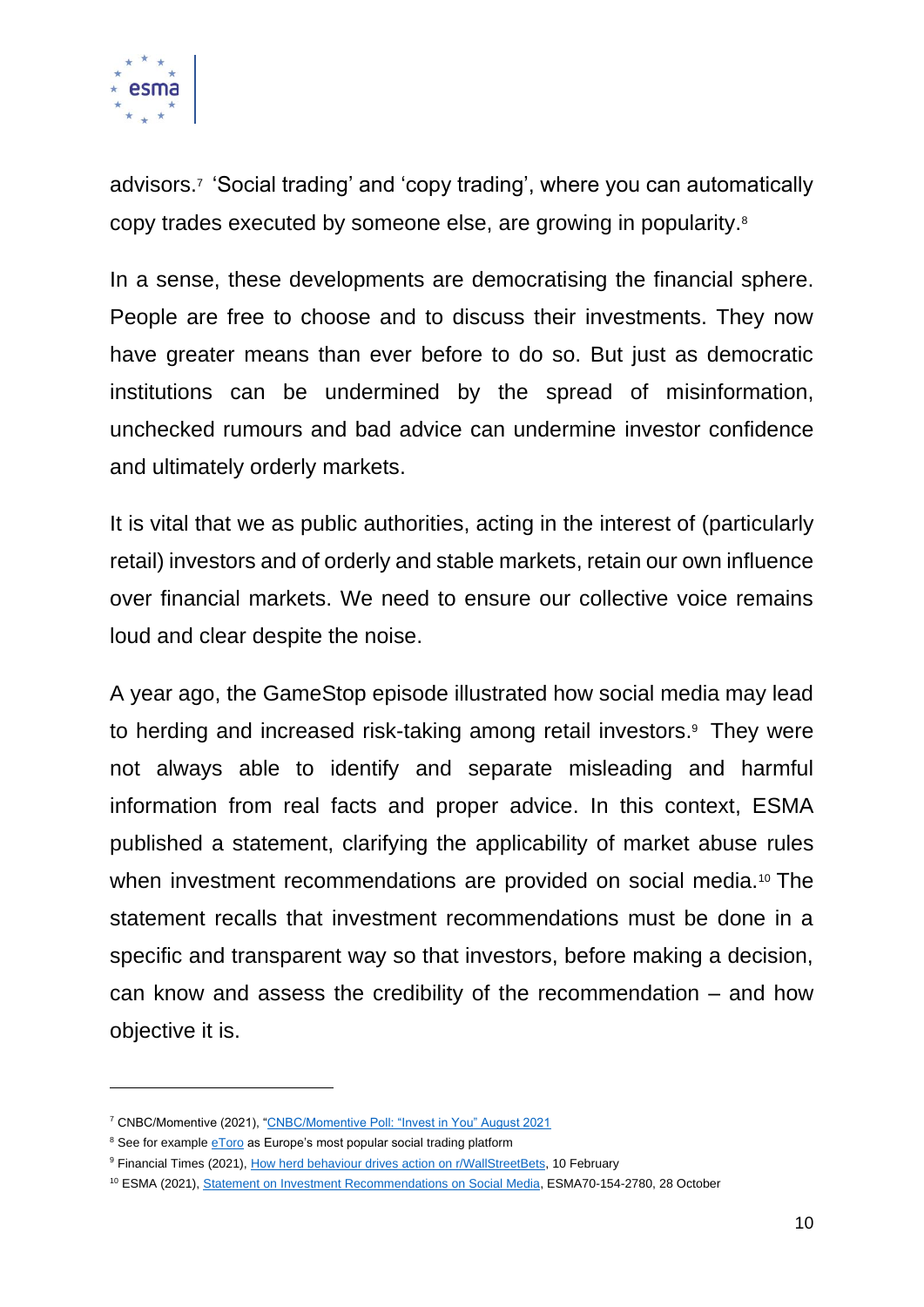advisors.[7] 'Social trading' and 'copy trading', where you can automatically copy trades executed by someone else, are growing in popularity.[8]

In a sense, these developments are democratising the financial sphere. People are free to choose and to discuss their investments. They now have greater means than ever before to do so. But just as democratic institutions can be undermined by the spread of misinformation, unchecked rumours and bad advice can undermine investor confidence and ultimately orderly markets.

It is vital that we as public authorities, acting in the interest of (particularly retail) investors and of orderly and stable markets, retain our own influence over financial markets. We need to ensure our collective voice remains loud and clear despite the noise.

A year ago, the GameStop episode illustrated how social media may lead to herding and increased risk-taking among retail investors.[9] They were not always able to identify and separate misleading and harmful information from real facts and proper advice. In this context, ESMA published a statement, clarifying the applicability of market abuse rules when investment recommendations are provided on social media.[10] The statement recalls that investment recommendations must be done in a specific and transparent way so that investors, before making a decision, can know and assess the credibility of the recommendation – and how objective it is.

---

[7] CNBC/Momentive (2021), "CNBC/Momentive Poll: "Invest in You" August 2021

[8] See for example eToro as Europe's most popular social trading platform

[9] Financial Times (2021), How herd behaviour drives action on r/WallStreetBets, 10 February

[10] ESMA (2021), Statement on Investment Recommendations on Social Media, ESMA70-154-2780, 28 October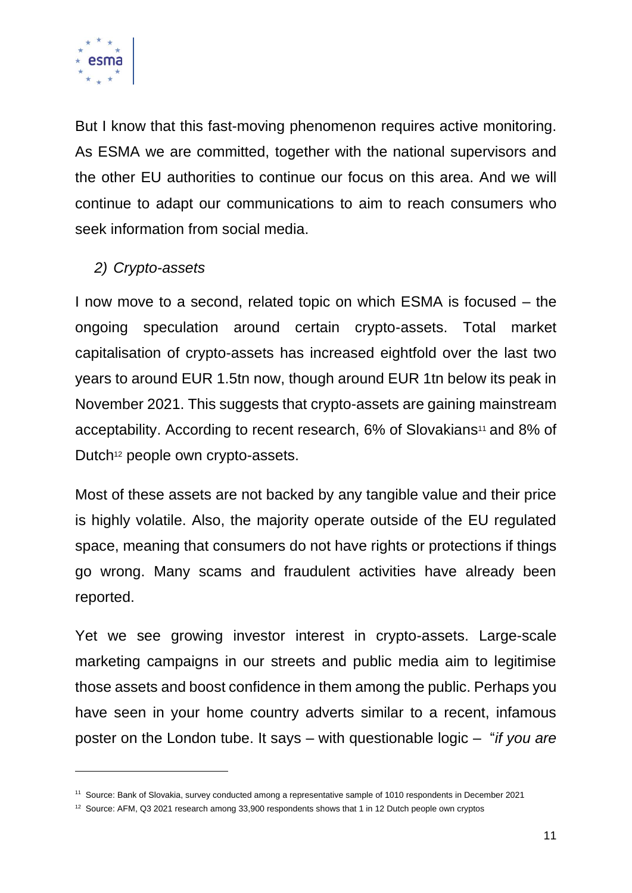But I know that this fast-moving phenomenon requires active monitoring. As ESMA we are committed, together with the national supervisors and the other EU authorities to continue our focus on this area. And we will continue to adapt our communications to aim to reach consumers who seek information from social media.

## 2) *Crypto-assets*

I now move to a second, related topic on which ESMA is focused – the ongoing speculation around certain crypto-assets. Total market capitalisation of crypto-assets has increased eightfold over the last two years to around EUR 1.5tn now, though around EUR 1tn below its peak in November 2021. This suggests that crypto-assets are gaining mainstream acceptability. According to recent research, 6% of Slovakians[11] and 8% of Dutch[12] people own crypto-assets.

Most of these assets are not backed by any tangible value and their price is highly volatile. Also, the majority operate outside of the EU regulated space, meaning that consumers do not have rights or protections if things go wrong. Many scams and fraudulent activities have already been reported.

Yet we see growing investor interest in crypto-assets. Large-scale marketing campaigns in our streets and public media aim to legitimise those assets and boost confidence in them among the public. Perhaps you have seen in your home country adverts similar to a recent, infamous poster on the London tube. It says – with questionable logic – "*if you are*

---

[11] Source: Bank of Slovakia, survey conducted among a representative sample of 1010 respondents in December 2021

[12] Source: AFM, Q3 2021 research among 33,900 respondents shows that 1 in 12 Dutch people own cryptos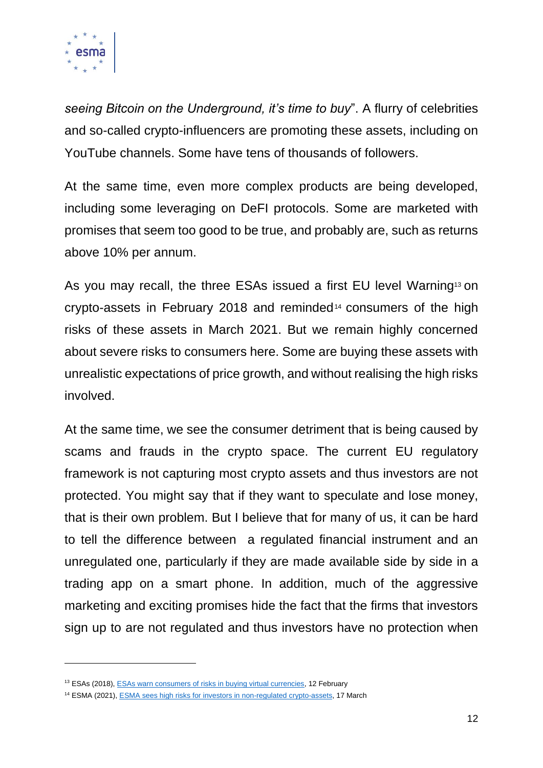*seeing Bitcoin on the Underground, it's time to buy*". A flurry of celebrities and so-called crypto-influencers are promoting these assets, including on YouTube channels. Some have tens of thousands of followers.

At the same time, even more complex products are being developed, including some leveraging on DeFI protocols. Some are marketed with promises that seem too good to be true, and probably are, such as returns above 10% per annum.

As you may recall, the three ESAs issued a first EU level Warning[13] on crypto-assets in February 2018 and reminded[14] consumers of the high risks of these assets in March 2021. But we remain highly concerned about severe risks to consumers here. Some are buying these assets with unrealistic expectations of price growth, and without realising the high risks involved.

At the same time, we see the consumer detriment that is being caused by scams and frauds in the crypto space. The current EU regulatory framework is not capturing most crypto assets and thus investors are not protected. You might say that if they want to speculate and lose money, that is their own problem. But I believe that for many of us, it can be hard to tell the difference between a regulated financial instrument and an unregulated one, particularly if they are made available side by side in a trading app on a smart phone. In addition, much of the aggressive marketing and exciting promises hide the fact that the firms that investors sign up to are not regulated and thus investors have no protection when

---

[13] ESAs (2018), [ESAs warn consumers of risks in buying virtual currencies](), 12 February

[14] ESMA (2021), [ESMA sees high risks for investors in non-regulated crypto-assets](), 17 March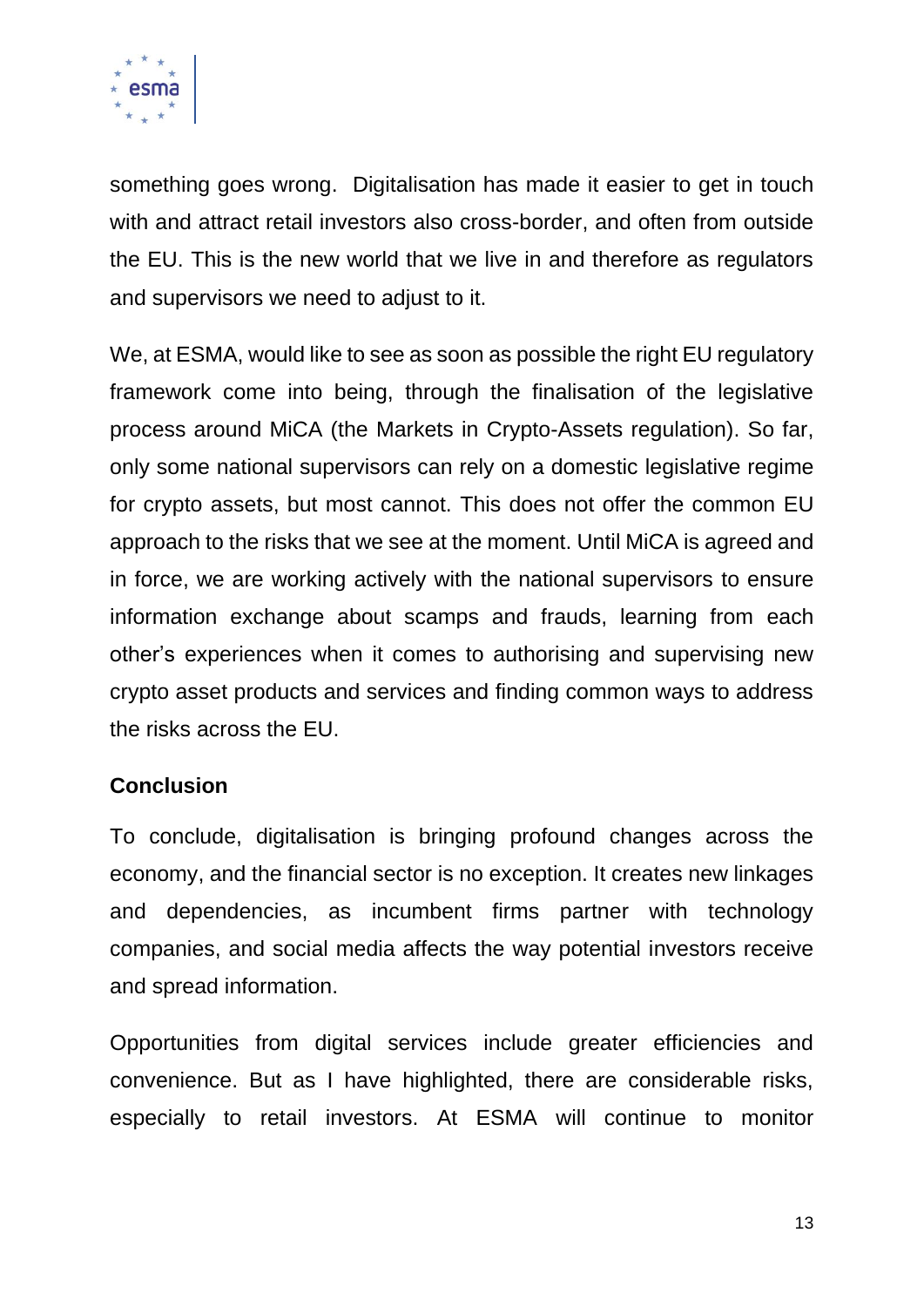something goes wrong.  Digitalisation has made it easier to get in touch with and attract retail investors also cross-border, and often from outside the EU. This is the new world that we live in and therefore as regulators and supervisors we need to adjust to it.

We, at ESMA, would like to see as soon as possible the right EU regulatory framework come into being, through the finalisation of the legislative process around MiCA (the Markets in Crypto-Assets regulation). So far, only some national supervisors can rely on a domestic legislative regime for crypto assets, but most cannot. This does not offer the common EU approach to the risks that we see at the moment. Until MiCA is agreed and in force, we are working actively with the national supervisors to ensure information exchange about scamps and frauds, learning from each other's experiences when it comes to authorising and supervising new crypto asset products and services and finding common ways to address the risks across the EU.

**Conclusion**

To conclude, digitalisation is bringing profound changes across the economy, and the financial sector is no exception. It creates new linkages and dependencies, as incumbent firms partner with technology companies, and social media affects the way potential investors receive and spread information.

Opportunities from digital services include greater efficiencies and convenience. But as I have highlighted, there are considerable risks, especially to retail investors. At ESMA will continue to monitor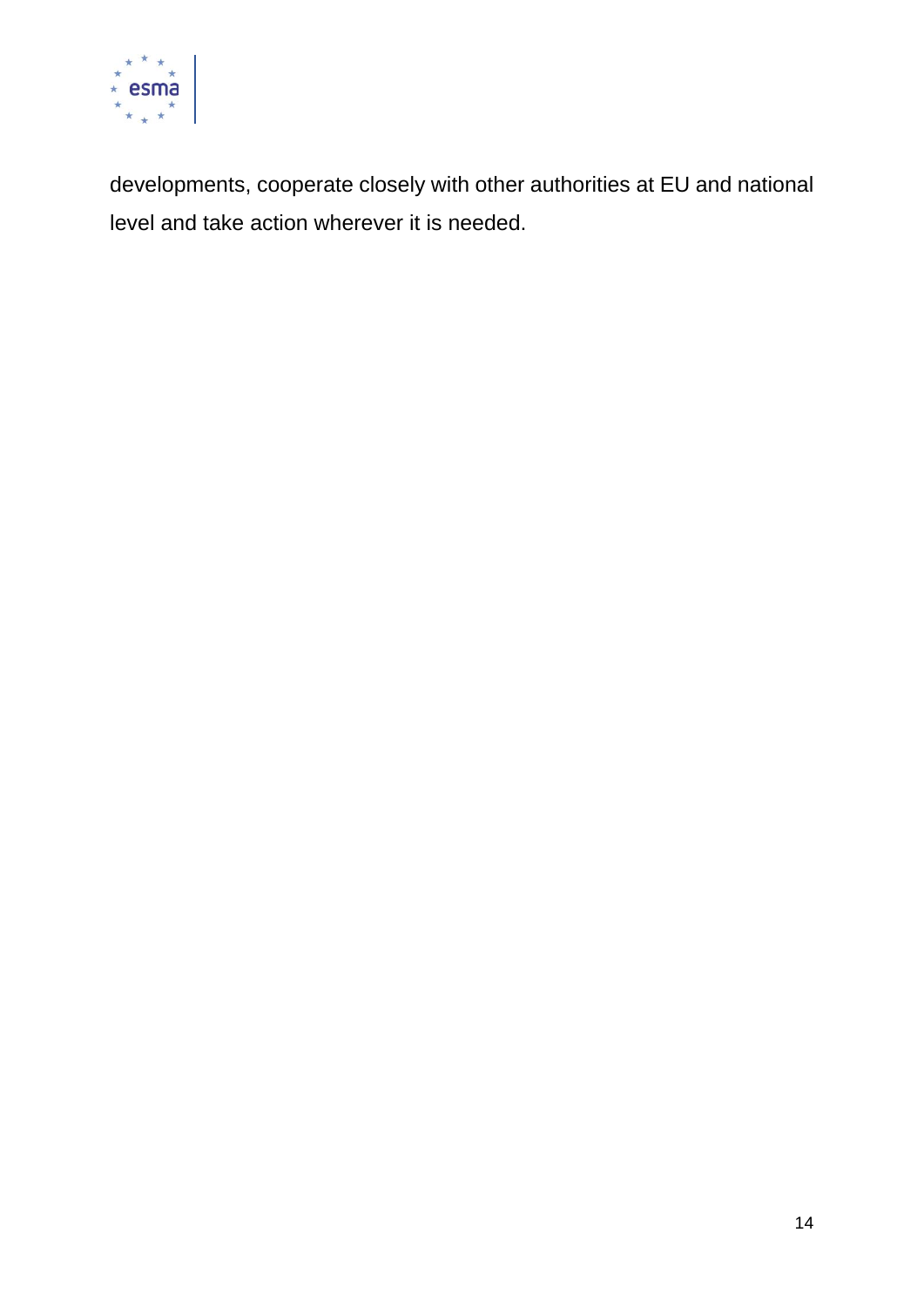developments, cooperate closely with other authorities at EU and national level and take action wherever it is needed.